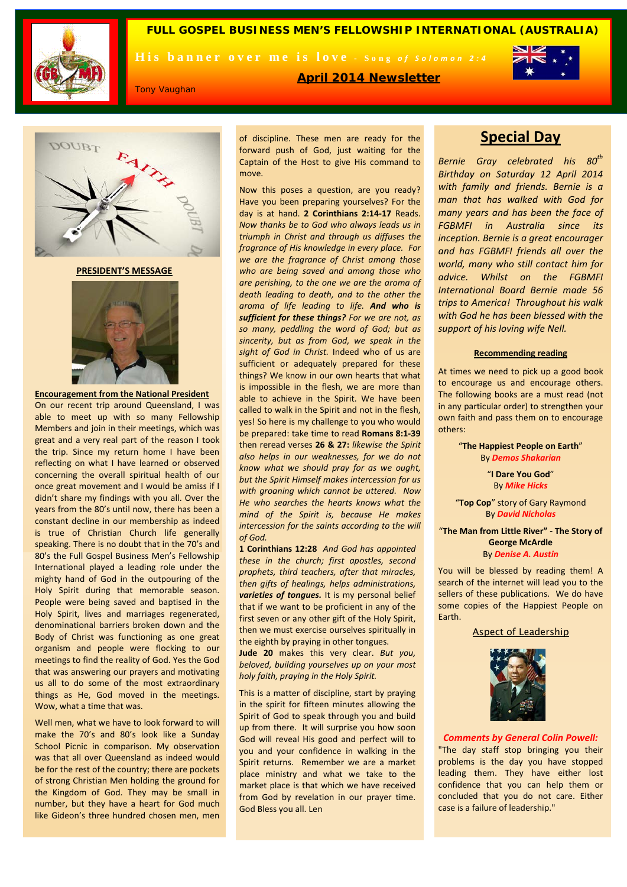# FULL GOSPEL BUSINESS MEN'S FELLOWSHIP INTERNATIONAL (AUSTRALIA)

**His banner over me is love** - *Song of Solomon 2:4*

## April 2014 Newsletter

Tony Vaughan

**PRESIDENT'S MESSAGE**

**Encouragement from the National President**

On our recent trip around Queensland, I was able to meet up with so many Fellowship Members and join in their meetings, which was great and a very real part of the reason I took the trip. Since my return home I have been reflecting on what I have learned or observed concerning the overall spiritual health of our once great movement and I would be amiss if I didn't share my findings with you all. Over the years from the 80's until now, there has been a constant decline in our membership as indeed is true of Christian Church life generally speaking. There is no doubt that in the 70's and 80's the Full Gospel Business Men's Fellowship International played a leading role under the mighty hand of God in the outpouring of the Holy Spirit during that memorable season. People were being saved and baptised in the Holy Spirit, lives and marriages regenerated, denominational barriers broken down and the Body of Christ was functioning as one great organism and people were flocking to our meetings to find the reality of God. Yes the God that was answering our prayers and motivating us all to do some of the most extraordinary things as He, God moved in the meetings. Wow, what a time that was.

Well men, what we have to look forward to will make the 70's and 80's look like a Sunday School Picnic in comparison. My observation was that all over Queensland as indeed would be for the rest of the country; there are pockets of strong Christian Men holding the ground for the Kingdom of God. They may be small in number, but they have a heart for God much like Gideon's three hundred chosen men, men of discipline. These men are ready for the forward push of God, just waiting for the Captain of the Host to give His command to move.

Now this poses a question, are you ready? Have you been preparing yourselves? For the day is at hand. **2 Corinthians 2:14-17** Reads. *Now thanks be to God who always leads us in triumph in Christ and through us diffuses the fragrance of His knowledge in every place. For we are the fragrance of Christ among those who are being saved and among those who are perishing, to the one we are the aroma of death leading to death, and to the other the aroma of life leading to life.* ***And who is sufficient for these things?*** *For we are not, as so many, peddling the word of God; but as sincerity, but as from God, we speak in the sight of God in Christ.* Indeed who of us are sufficient or adequately prepared for these things? We know in our own hearts that what is impossible in the flesh, we are more than able to achieve in the Spirit. We have been called to walk in the Spirit and not in the flesh, yes! So here is my challenge to you who would be prepared: take time to read **Romans 8:1-39** then reread verses **26 & 27:** *likewise the Spirit also helps in our weaknesses, for we do not know what we should pray for as we ought, but the Spirit Himself makes intercession for us with groaning which cannot be uttered. Now He who searches the hearts knows what the mind of the Spirit is, because He makes intercession for the saints according to the will of God.*

**1 Corinthians 12:28** *And God has appointed these in the church; first apostles, second prophets, third teachers, after that miracles, then gifts of healings, helps administrations,* ***varieties of tongues.*** It is my personal belief that if we want to be proficient in any of the first seven or any other gift of the Holy Spirit, then we must exercise ourselves spiritually in the eighth by praying in other tongues.

**Jude 20** makes this very clear. *But you, beloved, building yourselves up on your most holy faith, praying in the Holy Spirit.*

This is a matter of discipline, start by praying in the spirit for fifteen minutes allowing the Spirit of God to speak through you and build up from there. It will surprise you how soon God will reveal His good and perfect will to you and your confidence in walking in the Spirit returns. Remember we are a market place ministry and what we take to the market place is that which we have received from God by revelation in our prayer time. God Bless you all. Len

## Special Day

*Bernie Gray celebrated his 80th Birthday on Saturday 12 April 2014 with family and friends. Bernie is a man that has walked with God for many years and has been the face of FGBMFI in Australia since its inception. Bernie is a great encourager and has FGBMFI friends all over the world, many who still contact him for advice. Whilst on the FGBMFI International Board Bernie made 56 trips to America! Throughout his walk with God he has been blessed with the support of his loving wife Nell.*

**Recommending reading**

At times we need to pick up a good book to encourage us and encourage others. The following books are a must read (not in any particular order) to strengthen your own faith and pass them on to encourage others:

"**The Happiest People on Earth**"
By ***Demos Shakarian***

"**I Dare You God**"
By ***Mike Hicks***

"**Top Cop**" story of Gary Raymond
By ***David Nicholas***

"**The Man from Little River" - The Story of George McArdle**
By ***Denise A. Austin***

You will be blessed by reading them! A search of the internet will lead you to the sellers of these publications. We do have some copies of the Happiest People on Earth.

Aspect of Leadership

***Comments by General Colin Powell:***

"The day staff stop bringing you their problems is the day you have stopped leading them. They have either lost confidence that you can help them or concluded that you do not care. Either case is a failure of leadership."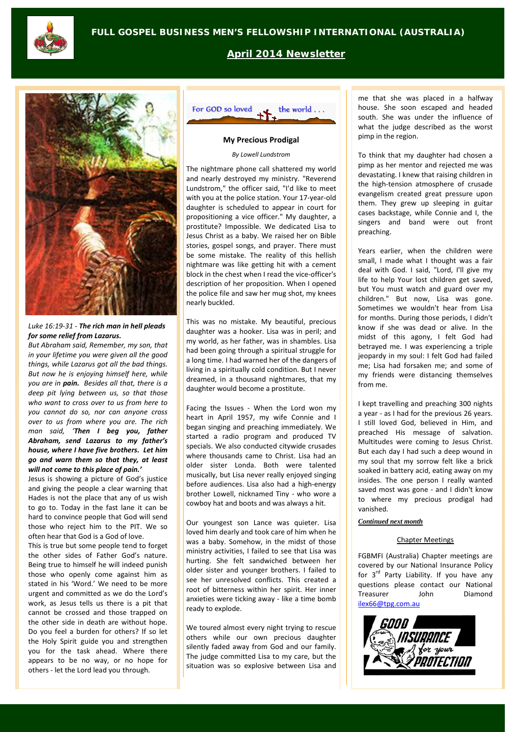# FULL GOSPEL BUSINESS MEN'S FELLOWSHIP INTERNATIONAL (AUSTRALIA)

## April 2014 Newsletter

*Luke 16:19-31 - **The rich man in hell pleads for some relief from Lazarus.***

*But Abraham said, Remember, my son, that in your lifetime you were given all the good things, while Lazarus got all the bad things. But now he is enjoying himself here, while you are in **pain.** Besides all that, there is a deep pit lying between us, so that those who want to cross over to us from here to you cannot do so, nor can anyone cross over to us from where you are. The rich man said, '**Then I beg you, father Abraham, send Lazarus to my father's house, where I have five brothers. Let him go and warn them so that they, at least will not come to this place of pain.'***

Jesus is showing a picture of God's justice and giving the people a clear warning that Hades is not the place that any of us wish to go to. Today in the fast lane it can be hard to convince people that God will send those who reject him to the PIT. We so often hear that God is a God of love.

This is true but some people tend to forget the other sides of Father God's nature. Being true to himself he will indeed punish those who openly come against him as stated in his 'Word.' We need to be more urgent and committed as we do the Lord's work, as Jesus tells us there is a pit that cannot be crossed and those trapped on the other side in death are without hope. Do you feel a burden for others? If so let the Holy Spirit guide you and strengthen you for the task ahead. Where there appears to be no way, or no hope for others - let the Lord lead you through.

For GOD so loved the world . . .

### My Precious Prodigal

*By Lowell Lundstrom*

The nightmare phone call shattered my world and nearly destroyed my ministry. "Reverend Lundstrom," the officer said, "I'd like to meet with you at the police station. Your 17-year-old daughter is scheduled to appear in court for propositioning a vice officer." My daughter, a prostitute? Impossible. We dedicated Lisa to Jesus Christ as a baby. We raised her on Bible stories, gospel songs, and prayer. There must be some mistake. The reality of this hellish nightmare was like getting hit with a cement block in the chest when I read the vice-officer's description of her proposition. When I opened the police file and saw her mug shot, my knees nearly buckled.

This was no mistake. My beautiful, precious daughter was a hooker. Lisa was in peril; and my world, as her father, was in shambles. Lisa had been going through a spiritual struggle for a long time. I had warned her of the dangers of living in a spiritually cold condition. But I never dreamed, in a thousand nightmares, that my daughter would become a prostitute.

Facing the Issues - When the Lord won my heart in April 1957, my wife Connie and I began singing and preaching immediately. We started a radio program and produced TV specials. We also conducted citywide crusades where thousands came to Christ. Lisa had an older sister Londa. Both were talented musically, but Lisa never really enjoyed singing before audiences. Lisa also had a high-energy brother Lowell, nicknamed Tiny - who wore a cowboy hat and boots and was always a hit.

Our youngest son Lance was quieter. Lisa loved him dearly and took care of him when he was a baby. Somehow, in the midst of those ministry activities, I failed to see that Lisa was hurting. She felt sandwiched between her older sister and younger brothers. I failed to see her unresolved conflicts. This created a root of bitterness within her spirit. Her inner anxieties were ticking away - like a time bomb ready to explode.

We toured almost every night trying to rescue others while our own precious daughter silently faded away from God and our family. The judge committed Lisa to my care, but the situation was so explosive between Lisa and me that she was placed in a halfway house. She soon escaped and headed south. She was under the influence of what the judge described as the worst pimp in the region.

To think that my daughter had chosen a pimp as her mentor and rejected me was devastating. I knew that raising children in the high-tension atmosphere of crusade evangelism created great pressure upon them. They grew up sleeping in guitar cases backstage, while Connie and I, the singers and band were out front preaching.

Years earlier, when the children were small, I made what I thought was a fair deal with God. I said, "Lord, I'll give my life to help Your lost children get saved, but You must watch and guard over my children." But now, Lisa was gone. Sometimes we wouldn't hear from Lisa for months. During those periods, I didn't know if she was dead or alive. In the midst of this agony, I felt God had betrayed me. I was experiencing a triple jeopardy in my soul: I felt God had failed me; Lisa had forsaken me; and some of my friends were distancing themselves from me.

I kept travelling and preaching 300 nights a year - as I had for the previous 26 years. I still loved God, believed in Him, and preached His message of salvation. Multitudes were coming to Jesus Christ. But each day I had such a deep wound in my soul that my sorrow felt like a brick soaked in battery acid, eating away on my insides. The one person I really wanted saved most was gone - and I didn't know to where my precious prodigal had vanished.

***Continued next month***

### Chapter Meetings

FGBMFI (Australia) Chapter meetings are covered by our National Insurance Policy for 3rd Party Liability. If you have any questions please contact our National Treasurer John Diamond ilex66@tpg.com.au

GOOD INSURANCE for your PROTECTION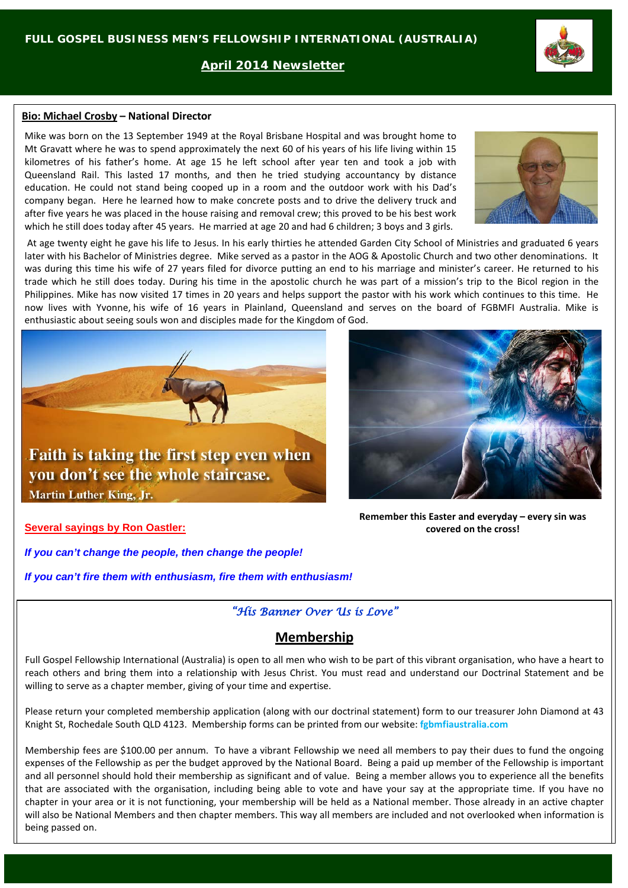# FULL GOSPEL BUSINESS MEN'S FELLOWSHIP INTERNATIONAL (AUSTRALIA)

## April 2014 Newsletter

**Bio: Michael Crosby – National Director**

Mike was born on the 13 September 1949 at the Royal Brisbane Hospital and was brought home to Mt Gravatt where he was to spend approximately the next 60 of his years of his life living within 15 kilometres of his father's home. At age 15 he left school after year ten and took a job with Queensland Rail. This lasted 17 months, and then he tried studying accountancy by distance education. He could not stand being cooped up in a room and the outdoor work with his Dad's company began. Here he learned how to make concrete posts and to drive the delivery truck and after five years he was placed in the house raising and removal crew; this proved to be his best work which he still does today after 45 years. He married at age 20 and had 6 children; 3 boys and 3 girls.

At age twenty eight he gave his life to Jesus. In his early thirties he attended Garden City School of Ministries and graduated 6 years later with his Bachelor of Ministries degree. Mike served as a pastor in the AOG & Apostolic Church and two other denominations. It was during this time his wife of 27 years filed for divorce putting an end to his marriage and minister's career. He returned to his trade which he still does today. During his time in the apostolic church he was part of a mission's trip to the Bicol region in the Philippines. Mike has now visited 17 times in 20 years and helps support the pastor with his work which continues to this time. He now lives with Yvonne, his wife of 16 years in Plainland, Queensland and serves on the board of FGBMFI Australia. Mike is enthusiastic about seeing souls won and disciples made for the Kingdom of God.

Faith is taking the first step even when you don't see the whole staircase.
Martin Luther King, Jr.

**Remember this Easter and everyday – every sin was covered on the cross!**

**Several sayings by Ron Oastler:**

***If you can't change the people, then change the people!***

***If you can't fire them with enthusiasm, fire them with enthusiasm!***

*"His Banner Over Us is Love"*

## Membership

Full Gospel Fellowship International (Australia) is open to all men who wish to be part of this vibrant organisation, who have a heart to reach others and bring them into a relationship with Jesus Christ. You must read and understand our Doctrinal Statement and be willing to serve as a chapter member, giving of your time and expertise.

Please return your completed membership application (along with our doctrinal statement) form to our treasurer John Diamond at 43 Knight St, Rochedale South QLD 4123. Membership forms can be printed from our website: **fgbmfiaustralia.com**

Membership fees are $100.00 per annum. To have a vibrant Fellowship we need all members to pay their dues to fund the ongoing expenses of the Fellowship as per the budget approved by the National Board. Being a paid up member of the Fellowship is important and all personnel should hold their membership as significant and of value. Being a member allows you to experience all the benefits that are associated with the organisation, including being able to vote and have your say at the appropriate time. If you have no chapter in your area or it is not functioning, your membership will be held as a National member. Those already in an active chapter will also be National Members and then chapter members. This way all members are included and not overlooked when information is being passed on.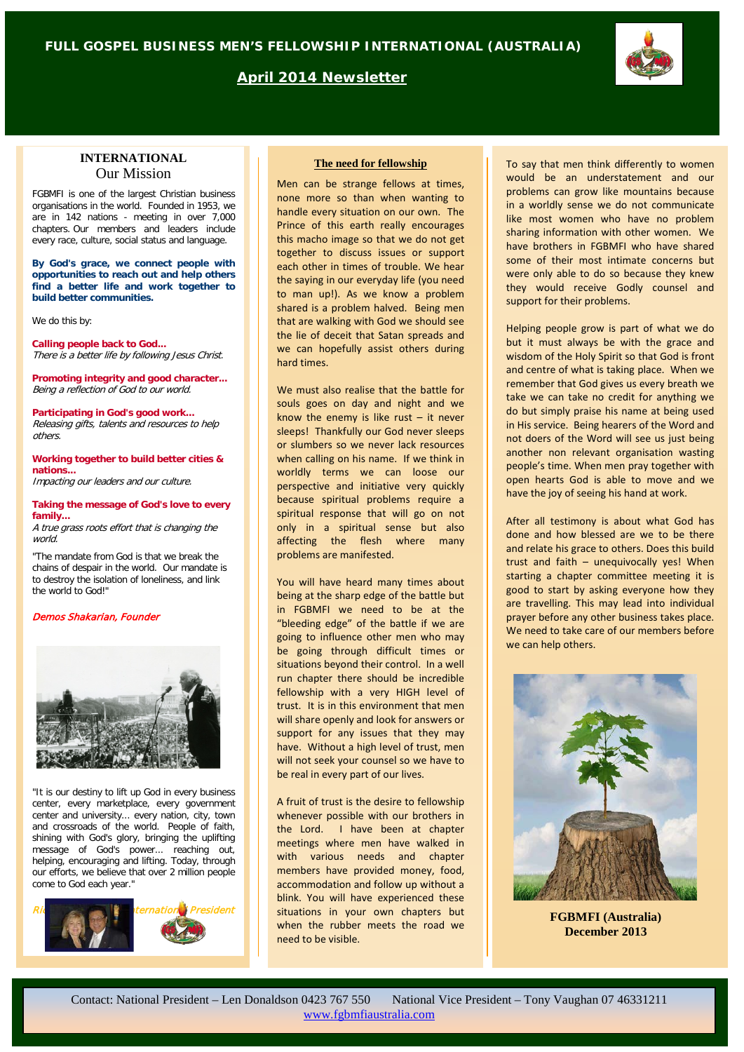# FULL GOSPEL BUSINESS MEN'S FELLOWSHIP INTERNATIONAL (AUSTRALIA)

## April 2014 Newsletter

### INTERNATIONAL
### Our Mission

FGBMFI is one of the largest Christian business organisations in the world. Founded in 1953, we are in 142 nations - meeting in over 7,000 chapters. Our members and leaders include every race, culture, social status and language.

**By God's grace, we connect people with opportunities to reach out and help others find a better life and work together to build better communities.**

We do this by:

**Calling people back to God...**
*There is a better life by following Jesus Christ.*

**Promoting integrity and good character...**
*Being a reflection of God to our world.*

**Participating in God's good work...**
*Releasing gifts, talents and resources to help others.*

**Working together to build better cities & nations...**
*Impacting our leaders and our culture.*

**Taking the message of God's love to every family...**
*A true grass roots effort that is changing the world.*

"The mandate from God is that we break the chains of despair in the world. Our mandate is to destroy the isolation of loneliness, and link the world to God!"

*Demos Shakarian, Founder*

"It is our destiny to lift up God in every business center, every marketplace, every government center and university... every nation, city, town and crossroads of the world. People of faith, shining with God's glory, bringing the uplifting message of God's power... reaching out, helping, encouraging and lifting. Today, through our efforts, we believe that over 2 million people come to God each year."

*Ri... ...ternational President*

### The need for fellowship

Men can be strange fellows at times, none more so than when wanting to handle every situation on our own. The Prince of this earth really encourages this macho image so that we do not get together to discuss issues or support each other in times of trouble. We hear the saying in our everyday life (you need to man up!). As we know a problem shared is a problem halved. Being men that are walking with God we should see the lie of deceit that Satan spreads and we can hopefully assist others during hard times.

We must also realise that the battle for souls goes on day and night and we know the enemy is like rust – it never sleeps! Thankfully our God never sleeps or slumbers so we never lack resources when calling on his name. If we think in worldly terms we can loose our perspective and initiative very quickly because spiritual problems require a spiritual response that will go on not only in a spiritual sense but also affecting the flesh where many problems are manifested.

You will have heard many times about being at the sharp edge of the battle but in FGBMFI we need to be at the "bleeding edge" of the battle if we are going to influence other men who may be going through difficult times or situations beyond their control. In a well run chapter there should be incredible fellowship with a very HIGH level of trust. It is in this environment that men will share openly and look for answers or support for any issues that they may have. Without a high level of trust, men will not seek your counsel so we have to be real in every part of our lives.

A fruit of trust is the desire to fellowship whenever possible with our brothers in the Lord. I have been at chapter meetings where men have walked in with various needs and chapter members have provided money, food, accommodation and follow up without a blink. You will have experienced these situations in your own chapters but when the rubber meets the road we need to be visible.

To say that men think differently to women would be an understatement and our problems can grow like mountains because in a worldly sense we do not communicate like most women who have no problem sharing information with other women. We have brothers in FGBMFI who have shared some of their most intimate concerns but were only able to do so because they knew they would receive Godly counsel and support for their problems.

Helping people grow is part of what we do but it must always be with the grace and wisdom of the Holy Spirit so that God is front and centre of what is taking place. When we remember that God gives us every breath we take we can take no credit for anything we do but simply praise his name at being used in His service. Being hearers of the Word and not doers of the Word will see us just being another non relevant organisation wasting people's time. When men pray together with open hearts God is able to move and we have the joy of seeing his hand at work.

After all testimony is about what God has done and how blessed are we to be there and relate his grace to others. Does this build trust and faith – unequivocally yes! When starting a chapter committee meeting it is good to start by asking everyone how they are travelling. This may lead into individual prayer before any other business takes place. We need to take care of our members before we can help others.

**FGBMFI (Australia)**
**December 2013**

Contact: National President – Len Donaldson 0423 767 550 National Vice President – Tony Vaughan 07 46331211
www.fgbmfiaustralia.com